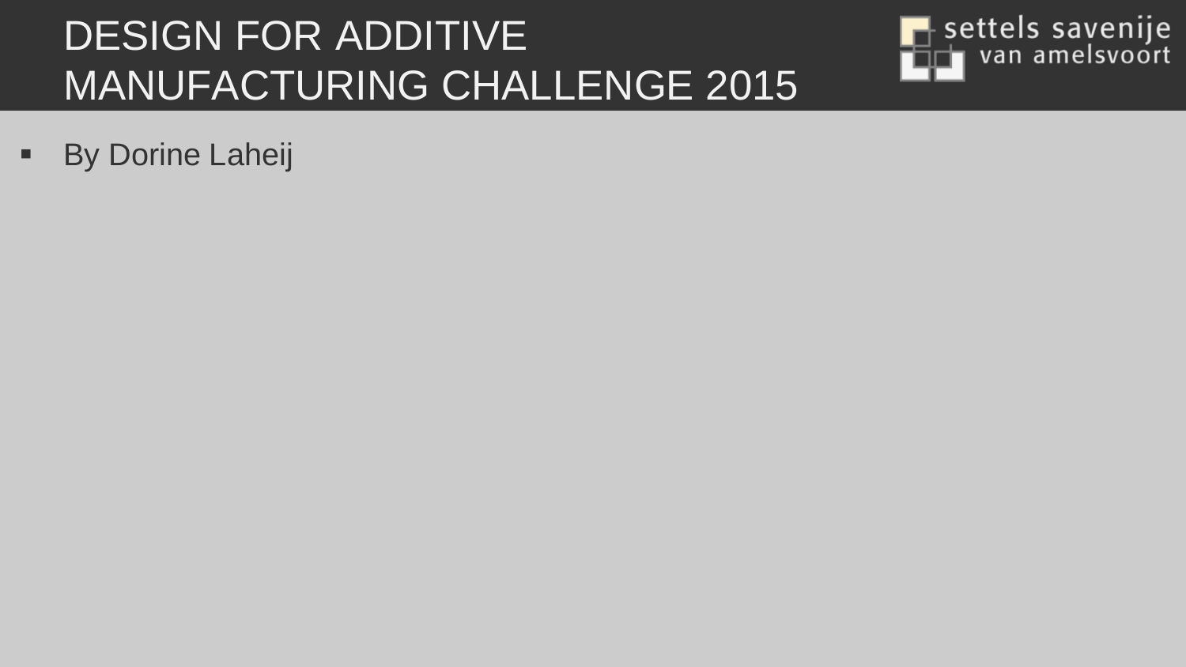# DESIGN FOR ADDITIVE MANUFACTURING CHALLENGE 2015

settels savenije van amelsvoort

- By Dorine Laheij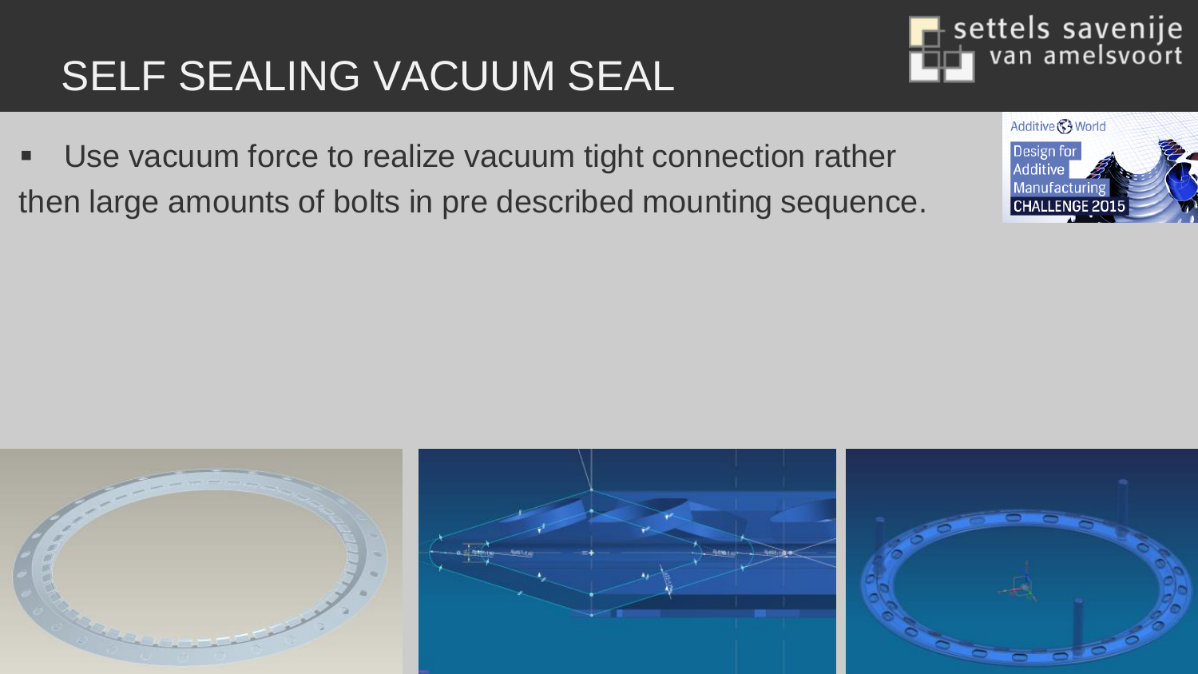# SELF SEALING VACUUM SEAL

- Use vacuum force to realize vacuum tight connection rather then large amounts of bolts in pre described mounting sequence.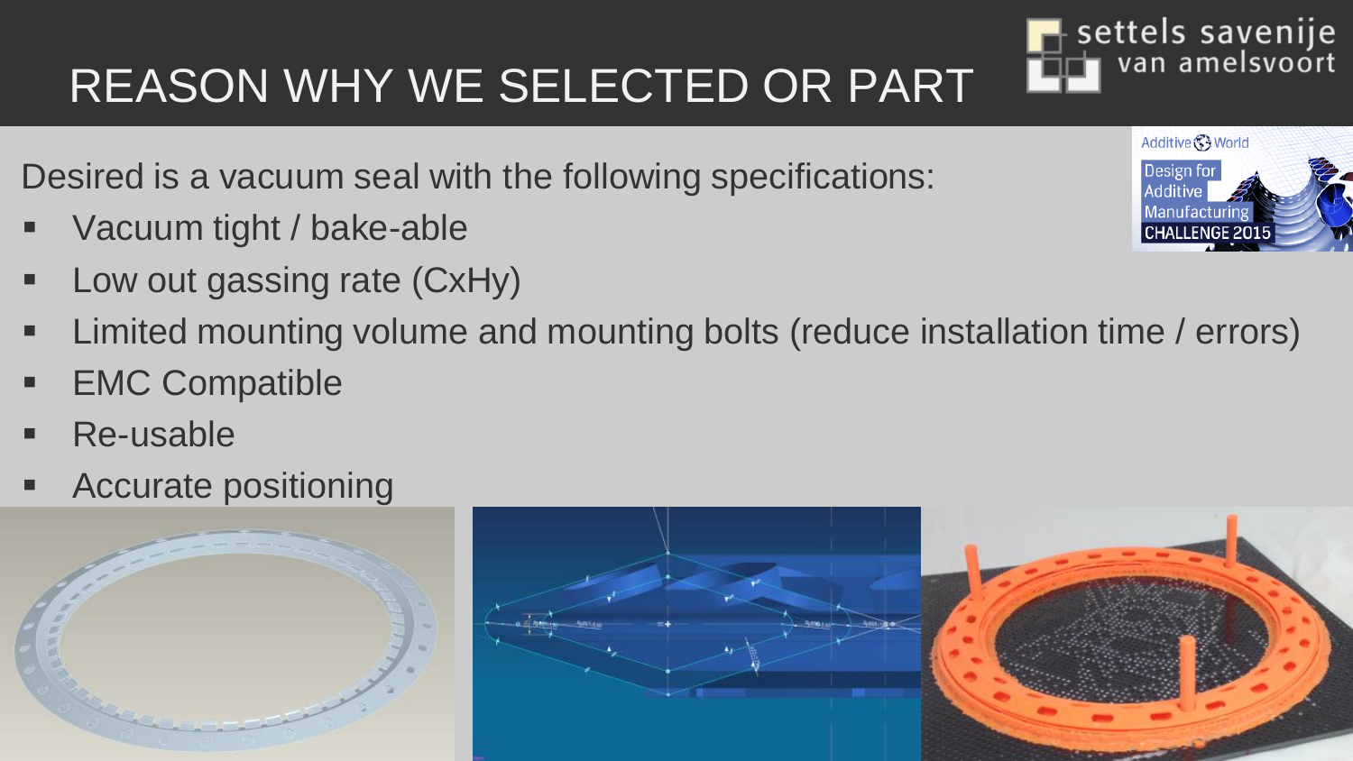# REASON WHY WE SELECTED OR PART

Desired is a vacuum seal with the following specifications:

- Vacuum tight / bake-able
- Low out gassing rate (CxHy)
- Limited mounting volume and mounting bolts (reduce installation time / errors)
- EMC Compatible
- Re-usable
- Accurate positioning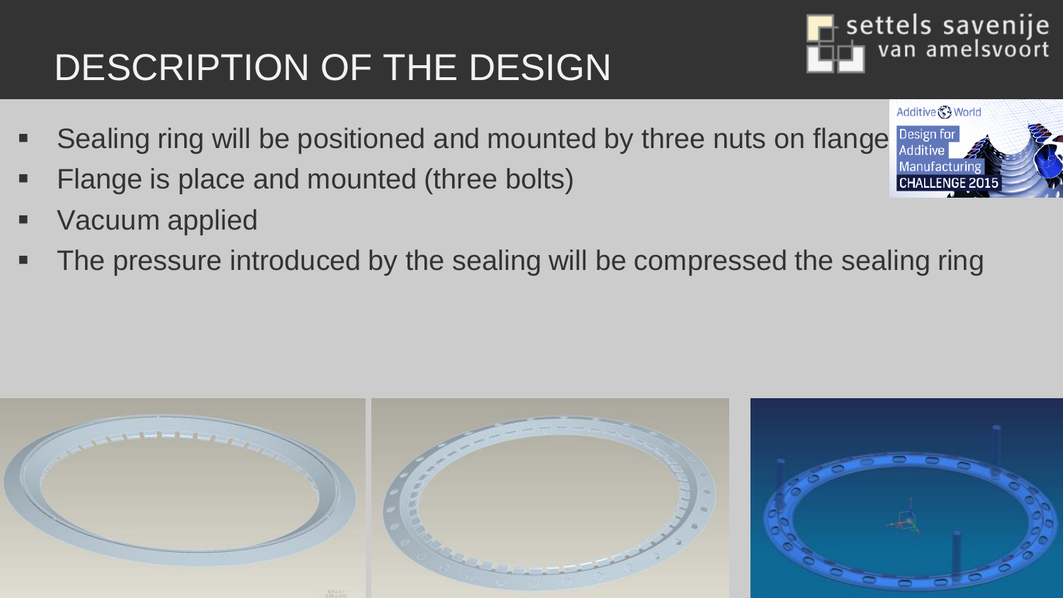# DESCRIPTION OF THE DESIGN

- Sealing ring will be positioned and mounted by three nuts on flange
- Flange is place and mounted (three bolts)
- Vacuum applied
- The pressure introduced by the sealing will be compressed the sealing ring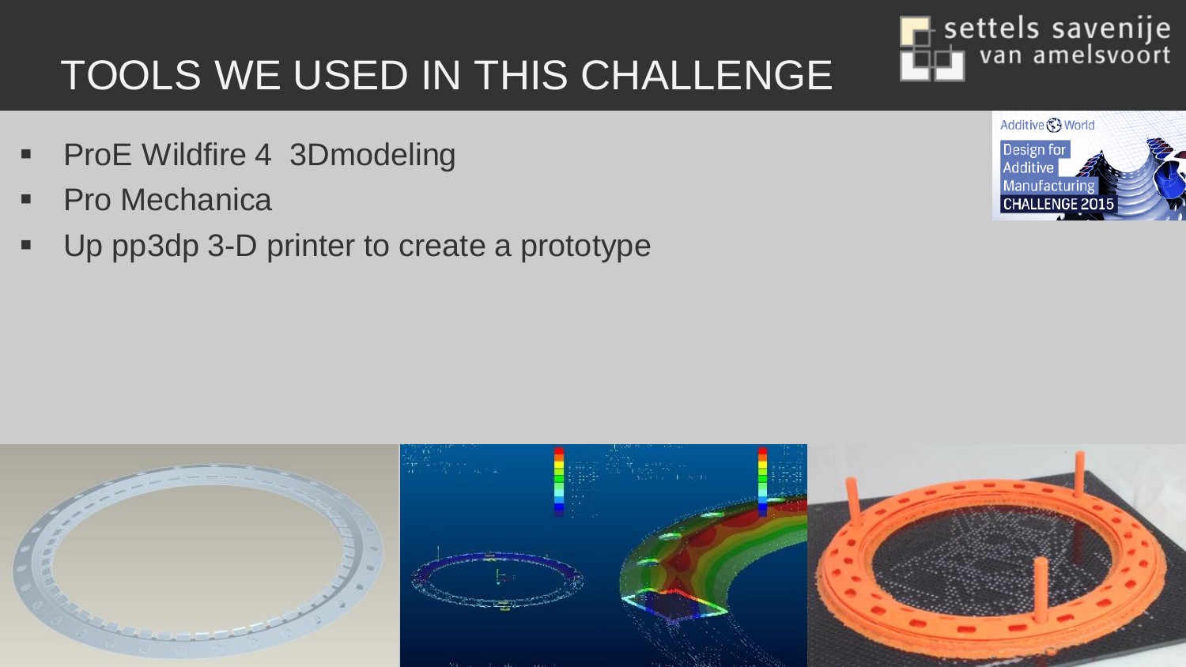# TOOLS WE USED IN THIS CHALLENGE

- ProE Wildfire 4  3Dmodeling
- Pro Mechanica
- Up pp3dp 3-D printer to create a prototype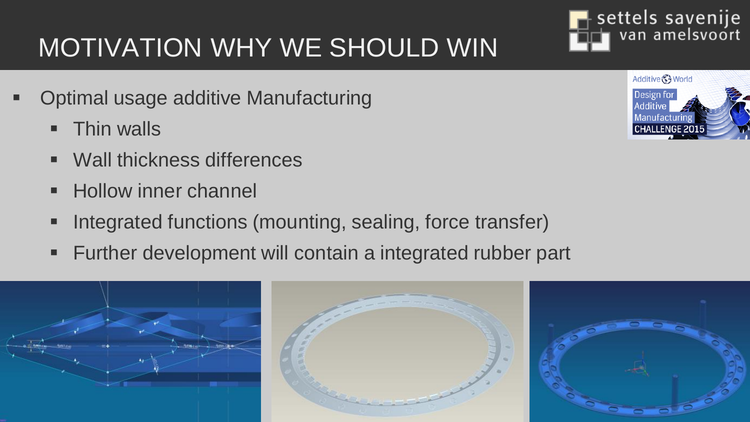# MOTIVATION WHY WE SHOULD WIN

- Optimal usage additive Manufacturing
  - Thin walls
  - Wall thickness differences
  - Hollow inner channel
  - Integrated functions (mounting, sealing, force transfer)
  - Further development will contain a integrated rubber part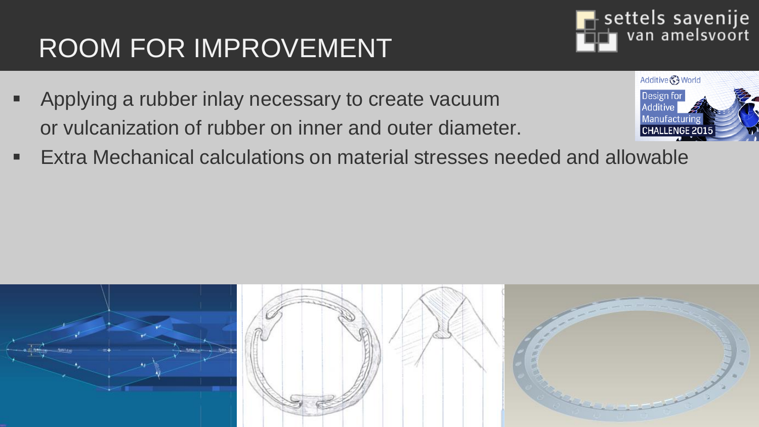# ROOM FOR IMPROVEMENT

- Applying a rubber inlay necessary to create vacuum or vulcanization of rubber on inner and outer diameter.
- Extra Mechanical calculations on material stresses needed and allowable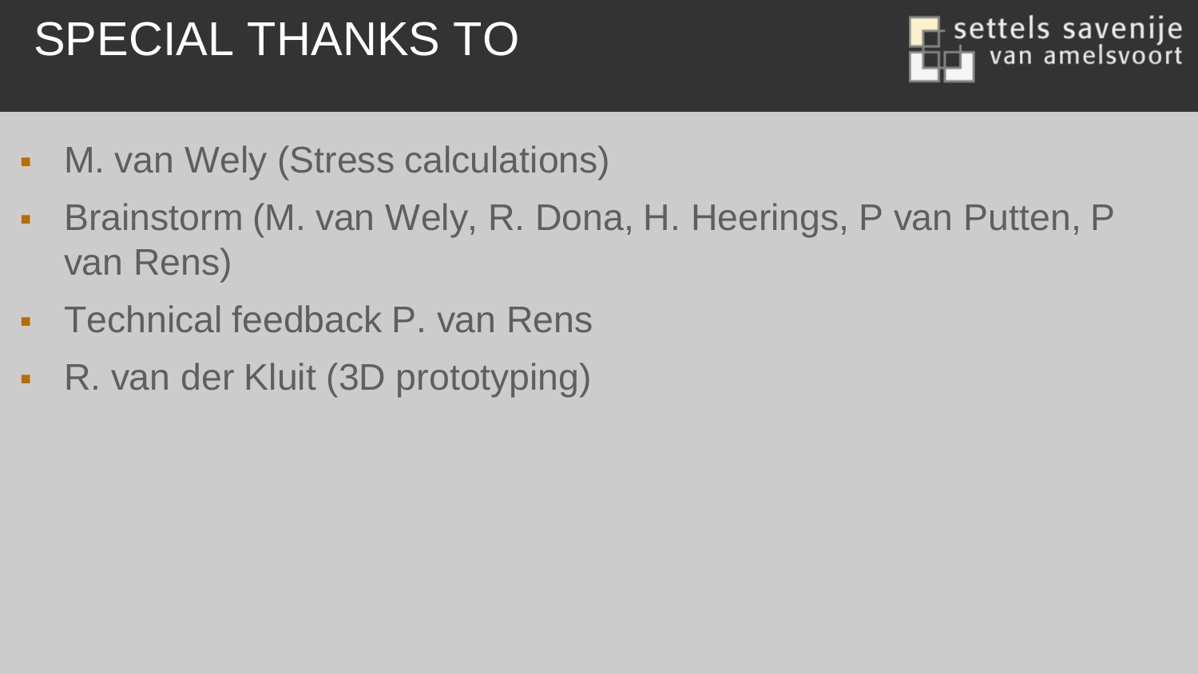# SPECIAL THANKS TO

settels savenije van amelsvoort

- M. van Wely (Stress calculations)
- Brainstorm (M. van Wely, R. Dona, H. Heerings, P van Putten, P van Rens)
- Technical feedback P. van Rens
- R. van der Kluit (3D prototyping)